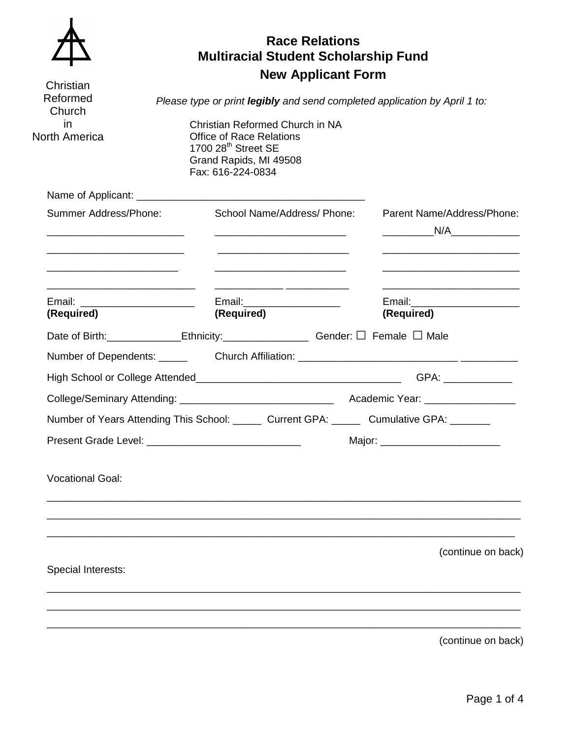Christian Reformed Church in North America

# Race Relations
# Multiracial Student Scholarship Fund
## New Applicant Form

*Please type or print **legibly** and send completed application by April 1 to:*

Christian Reformed Church in NA
Office of Race Relations
1700 28th Street SE
Grand Rapids, MI 49508
Fax: 616-224-0834

Name of Applicant: ________________________________________

| Summer Address/Phone: | School Name/Address/ Phone: | Parent Name/Address/Phone: |
|---|---|---|
| ________________________ | ________________________ | _________N/A____________ |
| ________________________ | ________________________ | ________________________ |
| ________________________ | ________________________ | ________________________ |
| ________________________ | ____________ ___________ | ________________________ |
| Email: ____________________ **(Required)** | Email:_________________ **(Required)** | Email:___________________ **(Required)** |

Date of Birth:_____________Ethnicity:_______________ Gender: ☐ Female ☐ Male

Number of Dependents: _____ Church Affiliation: ____________________________ __________

High School or College Attended____________________________________ GPA: ___________

College/Seminary Attending: ___________________________ Academic Year: ________________

Number of Years Attending This School: _____ Current GPA: _____ Cumulative GPA: _______

Present Grade Level: ___________________________ Major: _____________________

Vocational Goal:

_____________________________________________________________________________

_____________________________________________________________________________

_____________________________________________________________________________

(continue on back)

Special Interests:

_____________________________________________________________________________

_____________________________________________________________________________

_____________________________________________________________________________

(continue on back)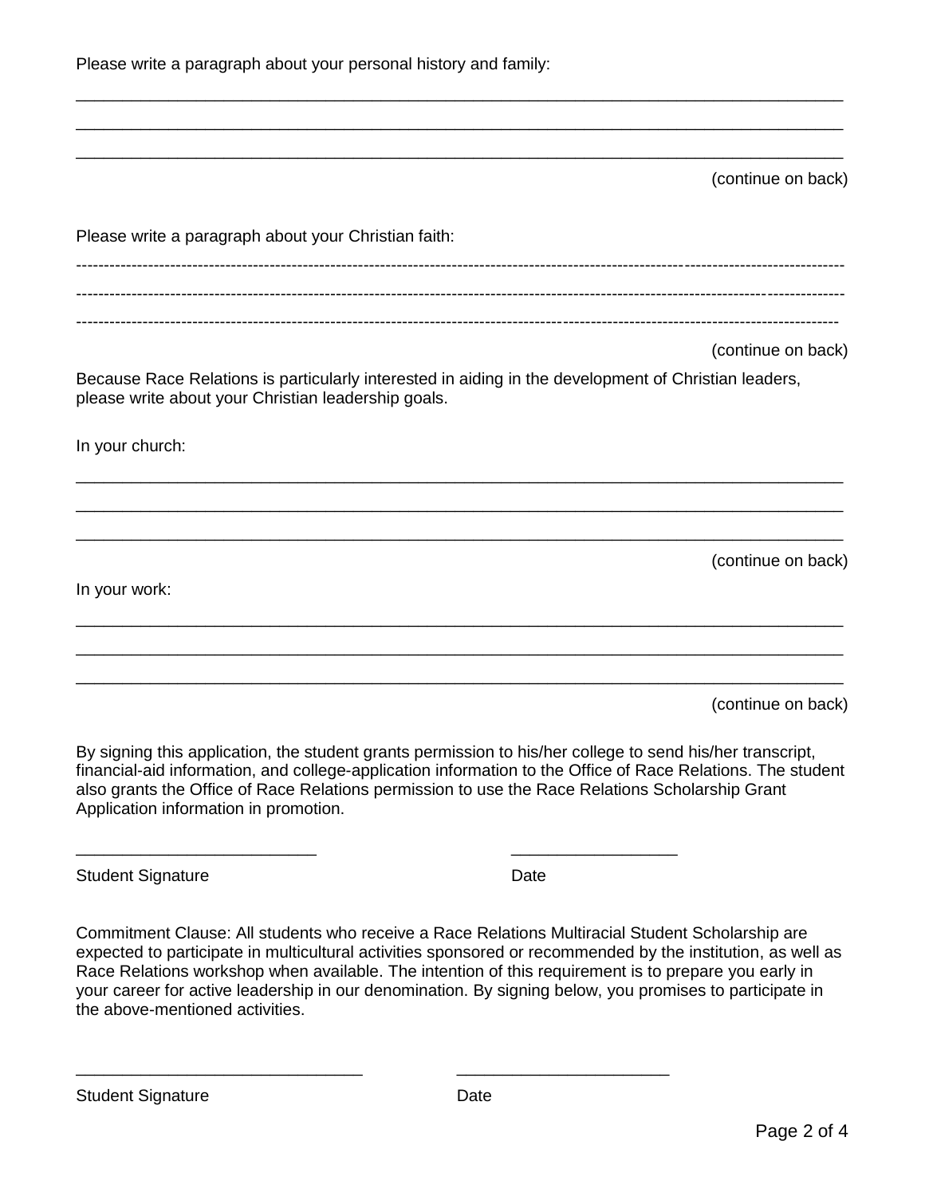Please write a paragraph about your personal history and family:

______________________________________________________________________________

______________________________________________________________________________

______________________________________________________________________________

(continue on back)

Please write a paragraph about your Christian faith:

-----------------------------------------------------------------------------------------------------------------------------------------

-----------------------------------------------------------------------------------------------------------------------------------------

-----------------------------------------------------------------------------------------------------------------------------------------

(continue on back)

Because Race Relations is particularly interested in aiding in the development of Christian leaders, please write about your Christian leadership goals.

In your church:

______________________________________________________________________________

______________________________________________________________________________

______________________________________________________________________________

(continue on back)

In your work:

______________________________________________________________________________

______________________________________________________________________________

______________________________________________________________________________

(continue on back)

By signing this application, the student grants permission to his/her college to send his/her transcript, financial-aid information, and college-application information to the Office of Race Relations. The student also grants the Office of Race Relations permission to use the Race Relations Scholarship Grant Application information in promotion.

__________________________ __________________

Student Signature Date

Commitment Clause: All students who receive a Race Relations Multiracial Student Scholarship are expected to participate in multicultural activities sponsored or recommended by the institution, as well as Race Relations workshop when available. The intention of this requirement is to prepare you early in your career for active leadership in our denomination. By signing below, you promises to participate in the above-mentioned activities.

_______________________________ _______________________

Student Signature Date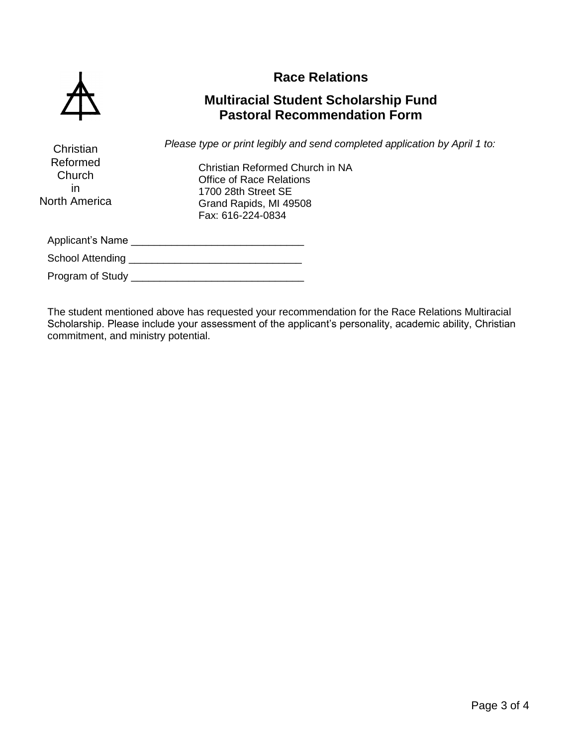Christian Reformed Church in North America

# Race Relations

## Multiracial Student Scholarship Fund
## Pastoral Recommendation Form

*Please type or print legibly and send completed application by April 1 to:*

Christian Reformed Church in NA
Office of Race Relations
1700 28th Street SE
Grand Rapids, MI 49508
Fax: 616-224-0834

Applicant's Name ______________________________

School Attending ______________________________

Program of Study ______________________________

The student mentioned above has requested your recommendation for the Race Relations Multiracial Scholarship. Please include your assessment of the applicant's personality, academic ability, Christian commitment, and ministry potential.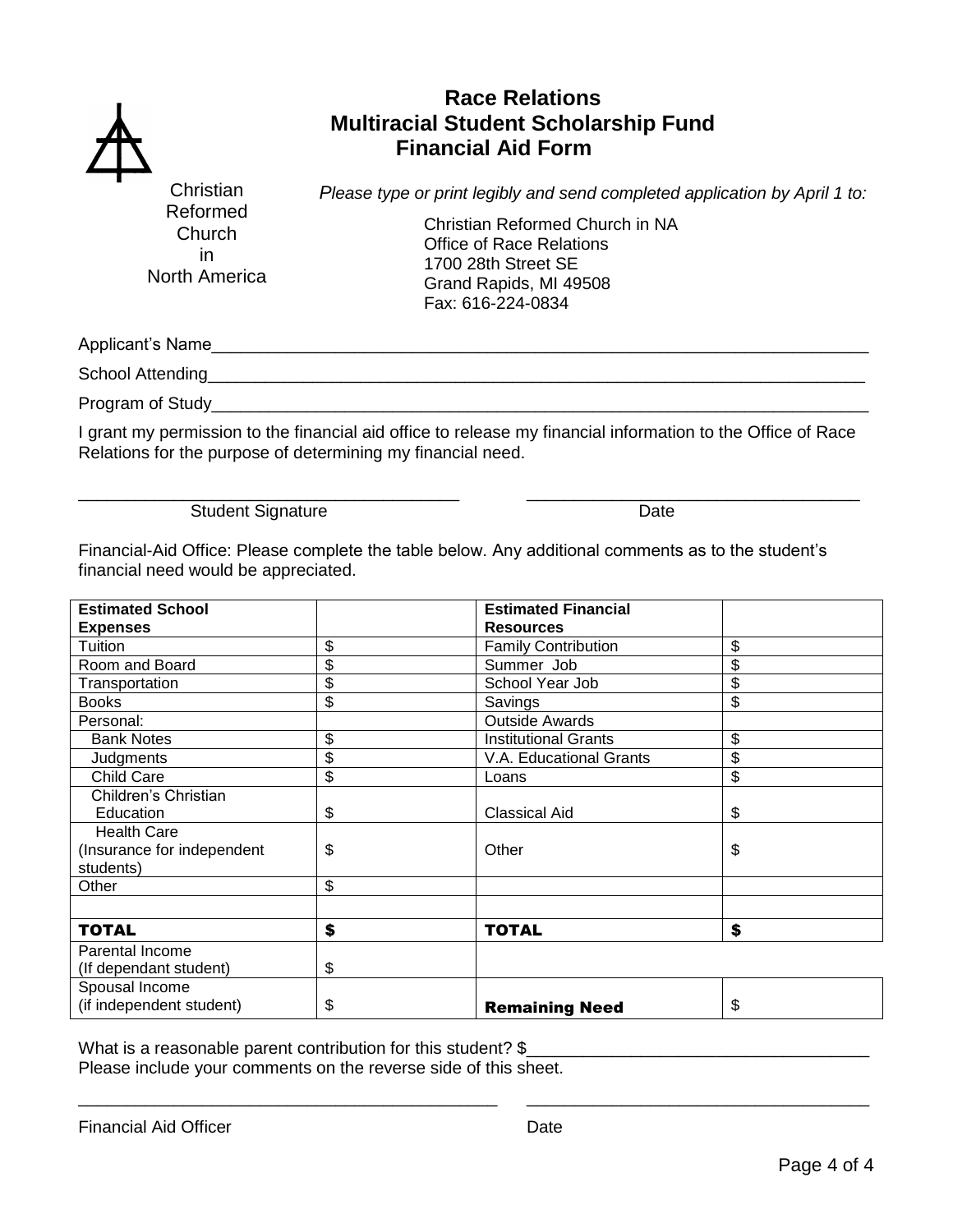# Race Relations
# Multiracial Student Scholarship Fund
# Financial Aid Form

Christian Reformed Church in North America

*Please type or print legibly and send completed application by April 1 to:*

Christian Reformed Church in NA
Office of Race Relations
1700 28th Street SE
Grand Rapids, MI 49508
Fax: 616-224-0834

Applicant's Name_______________________________________________________________________

School Attending_______________________________________________________________________

Program of Study_______________________________________________________________________

I grant my permission to the financial aid office to release my financial information to the Office of Race Relations for the purpose of determining my financial need.

_________________________________________ _____________________________________
Student Signature Date

Financial-Aid Office: Please complete the table below. Any additional comments as to the student's financial need would be appreciated.

| **Estimated School Expenses** | | **Estimated Financial Resources** | |
|---|---|---|---|
| Tuition | $ | Family Contribution | $ |
| Room and Board | $ | Summer Job | $ |
| Transportation | $ | School Year Job | $ |
| Books | $ | Savings | $ |
| Personal: | | Outside Awards | |
| Bank Notes | $ | Institutional Grants | $ |
| Judgments | $ | V.A. Educational Grants | $ |
| Child Care | $ | Loans | $ |
| Children's Christian Education | $ | Classical Aid | $ |
| Health Care (Insurance for independent students) | $ | Other | $ |
| Other | $ | | |
| | | | |
| **TOTAL** | **$** | **TOTAL** | **$** |
| Parental Income (If dependant student) | $ | | |
| Spousal Income (if independent student) | $ | **Remaining Need** | $ |

What is a reasonable parent contribution for this student? $_____________________________________
Please include your comments on the reverse side of this sheet.

_______________________________________________ _____________________________________

Financial Aid Officer Date